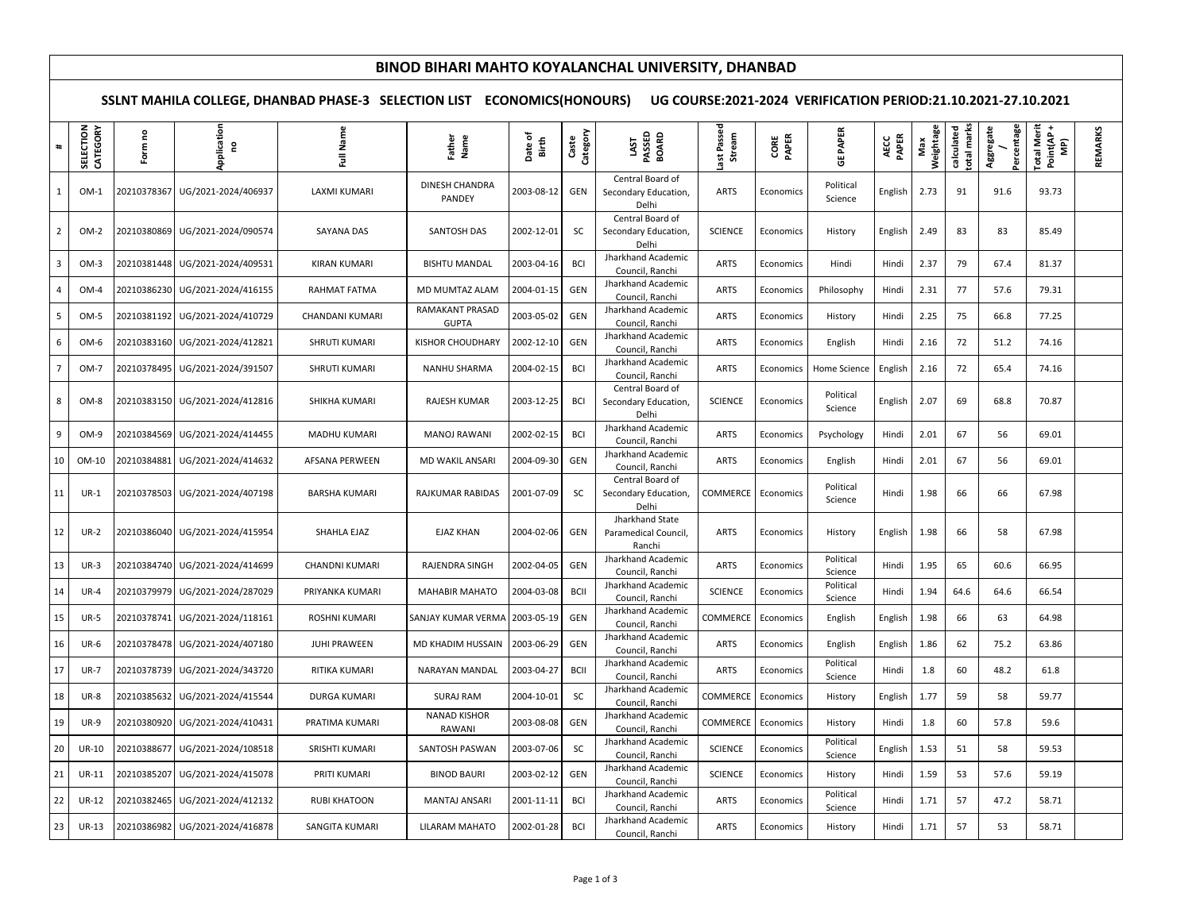# BINOD BIHARI MAHTO KOYALANCHAL UNIVERSITY, DHANBAD

## SSLNT MAHILA COLLEGE, DHANBAD PHASE-3 SELECTION LIST ECONOMICS(HONOURS) UG COURSE:2021-2024 VERIFICATION PERIOD:21.10.2021-27.10.2021

| # | SELECTION CATEGORY | Form no | Application no | Full Name | Father Name | Date of Birth | Caste Category | LAST PASSED BOARD | Last Passed Stream | CORE PAPER | GE PAPER | AECC PAPER | Max Weightage | calculated total marks | Aggregate / Percentage | Total Merit Point(AP + MP) | REMARKS |
|---|---|---|---|---|---|---|---|---|---|---|---|---|---|---|---|---|---|
| 1 | OM-1 | 20210378367 | UG/2021-2024/406937 | LAXMI KUMARI | DINESH CHANDRA PANDEY | 2003-08-12 | GEN | Central Board of Secondary Education, Delhi | ARTS | Economics | Political Science | English | 2.73 | 91 | 91.6 | 93.73 | |
| 2 | OM-2 | 20210380869 | UG/2021-2024/090574 | SAYANA DAS | SANTOSH DAS | 2002-12-01 | SC | Central Board of Secondary Education, Delhi | SCIENCE | Economics | History | English | 2.49 | 83 | 83 | 85.49 | |
| 3 | OM-3 | 20210381448 | UG/2021-2024/409531 | KIRAN KUMARI | BISHTU MANDAL | 2003-04-16 | BCI | Jharkhand Academic Council, Ranchi | ARTS | Economics | Hindi | Hindi | 2.37 | 79 | 67.4 | 81.37 | |
| 4 | OM-4 | 20210386230 | UG/2021-2024/416155 | RAHMAT FATMA | MD MUMTAZ ALAM | 2004-01-15 | GEN | Jharkhand Academic Council, Ranchi | ARTS | Economics | Philosophy | Hindi | 2.31 | 77 | 57.6 | 79.31 | |
| 5 | OM-5 | 20210381192 | UG/2021-2024/410729 | CHANDANI KUMARI | RAMAKANT PRASAD GUPTA | 2003-05-02 | GEN | Jharkhand Academic Council, Ranchi | ARTS | Economics | History | Hindi | 2.25 | 75 | 66.8 | 77.25 | |
| 6 | OM-6 | 20210383160 | UG/2021-2024/412821 | SHRUTI KUMARI | KISHOR CHOUDHARY | 2002-12-10 | GEN | Jharkhand Academic Council, Ranchi | ARTS | Economics | English | Hindi | 2.16 | 72 | 51.2 | 74.16 | |
| 7 | OM-7 | 20210378495 | UG/2021-2024/391507 | SHRUTI KUMARI | NANHU SHARMA | 2004-02-15 | BCI | Jharkhand Academic Council, Ranchi | ARTS | Economics | Home Science | English | 2.16 | 72 | 65.4 | 74.16 | |
| 8 | OM-8 | 20210383150 | UG/2021-2024/412816 | SHIKHA KUMARI | RAJESH KUMAR | 2003-12-25 | BCI | Central Board of Secondary Education, Delhi | SCIENCE | Economics | Political Science | English | 2.07 | 69 | 68.8 | 70.87 | |
| 9 | OM-9 | 20210384569 | UG/2021-2024/414455 | MADHU KUMARI | MANOJ RAWANI | 2002-02-15 | BCI | Jharkhand Academic Council, Ranchi | ARTS | Economics | Psychology | Hindi | 2.01 | 67 | 56 | 69.01 | |
| 10 | OM-10 | 20210384881 | UG/2021-2024/414632 | AFSANA PERWEEN | MD WAKIL ANSARI | 2004-09-30 | GEN | Jharkhand Academic Council, Ranchi | ARTS | Economics | English | Hindi | 2.01 | 67 | 56 | 69.01 | |
| 11 | UR-1 | 20210378503 | UG/2021-2024/407198 | BARSHA KUMARI | RAJKUMAR RABIDAS | 2001-07-09 | SC | Central Board of Secondary Education, Delhi | COMMERCE | Economics | Political Science | Hindi | 1.98 | 66 | 66 | 67.98 | |
| 12 | UR-2 | 20210386040 | UG/2021-2024/415954 | SHAHLA EJAZ | EJAZ KHAN | 2004-02-06 | GEN | Jharkhand State Paramedical Council, Ranchi | ARTS | Economics | History | English | 1.98 | 66 | 58 | 67.98 | |
| 13 | UR-3 | 20210384740 | UG/2021-2024/414699 | CHANDNI KUMARI | RAJENDRA SINGH | 2002-04-05 | GEN | Jharkhand Academic Council, Ranchi | ARTS | Economics | Political Science | Hindi | 1.95 | 65 | 60.6 | 66.95 | |
| 14 | UR-4 | 20210379979 | UG/2021-2024/287029 | PRIYANKA KUMARI | MAHABIR MAHATO | 2004-03-08 | BCII | Jharkhand Academic Council, Ranchi | SCIENCE | Economics | Political Science | Hindi | 1.94 | 64.6 | 64.6 | 66.54 | |
| 15 | UR-5 | 20210378741 | UG/2021-2024/118161 | ROSHNI KUMARI | SANJAY KUMAR VERMA | 2003-05-19 | GEN | Jharkhand Academic Council, Ranchi | COMMERCE | Economics | English | English | 1.98 | 66 | 63 | 64.98 | |
| 16 | UR-6 | 20210378478 | UG/2021-2024/407180 | JUHI PRAWEEN | MD KHADIM HUSSAIN | 2003-06-29 | GEN | Jharkhand Academic Council, Ranchi | ARTS | Economics | English | English | 1.86 | 62 | 75.2 | 63.86 | |
| 17 | UR-7 | 20210378739 | UG/2021-2024/343720 | RITIKA KUMARI | NARAYAN MANDAL | 2003-04-27 | BCII | Jharkhand Academic Council, Ranchi | ARTS | Economics | Political Science | Hindi | 1.8 | 60 | 48.2 | 61.8 | |
| 18 | UR-8 | 20210385632 | UG/2021-2024/415544 | DURGA KUMARI | SURAJ RAM | 2004-10-01 | SC | Jharkhand Academic Council, Ranchi | COMMERCE | Economics | History | English | 1.77 | 59 | 58 | 59.77 | |
| 19 | UR-9 | 20210380920 | UG/2021-2024/410431 | PRATIMA KUMARI | NANAD KISHOR RAWANI | 2003-08-08 | GEN | Jharkhand Academic Council, Ranchi | COMMERCE | Economics | History | Hindi | 1.8 | 60 | 57.8 | 59.6 | |
| 20 | UR-10 | 20210388677 | UG/2021-2024/108518 | SRISHTI KUMARI | SANTOSH PASWAN | 2003-07-06 | SC | Jharkhand Academic Council, Ranchi | SCIENCE | Economics | Political Science | English | 1.53 | 51 | 58 | 59.53 | |
| 21 | UR-11 | 20210385207 | UG/2021-2024/415078 | PRITI KUMARI | BINOD BAURI | 2003-02-12 | GEN | Jharkhand Academic Council, Ranchi | SCIENCE | Economics | History | Hindi | 1.59 | 53 | 57.6 | 59.19 | |
| 22 | UR-12 | 20210382465 | UG/2021-2024/412132 | RUBI KHATOON | MANTAJ ANSARI | 2001-11-11 | BCI | Jharkhand Academic Council, Ranchi | ARTS | Economics | Political Science | Hindi | 1.71 | 57 | 47.2 | 58.71 | |
| 23 | UR-13 | 20210386982 | UG/2021-2024/416878 | SANGITA KUMARI | LILARAM MAHATO | 2002-01-28 | BCI | Jharkhand Academic Council, Ranchi | ARTS | Economics | History | Hindi | 1.71 | 57 | 53 | 58.71 | |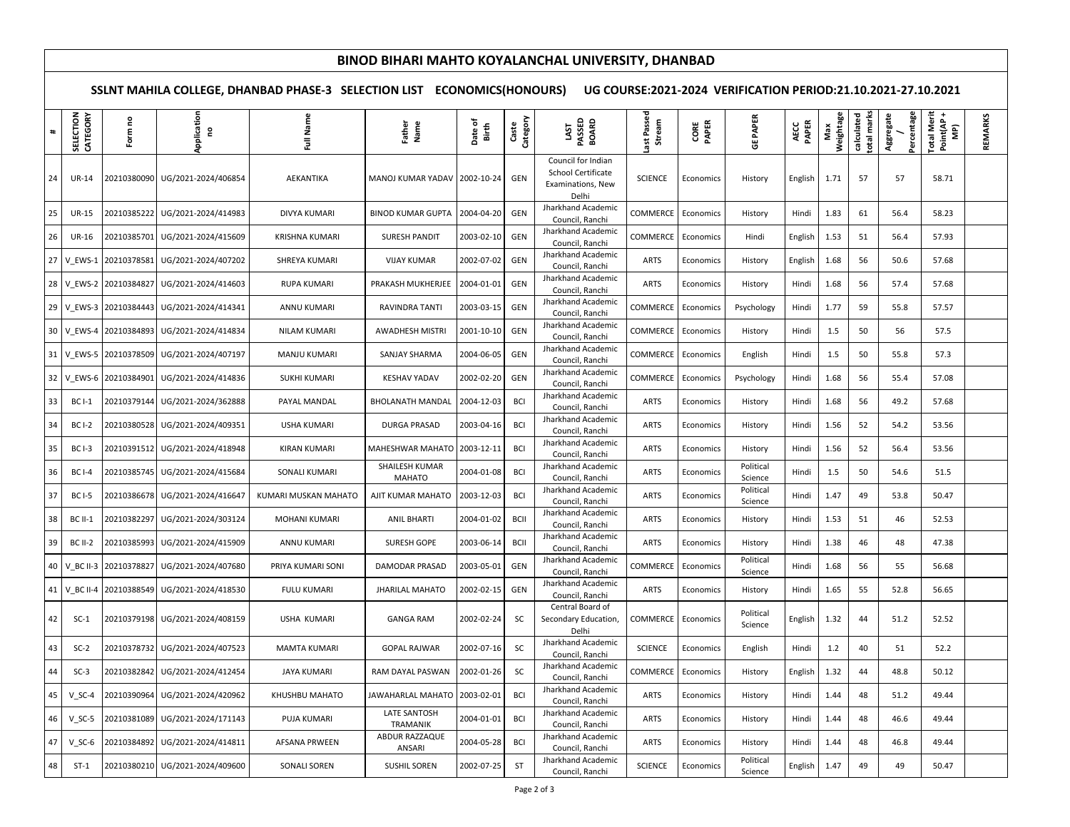# BINOD BIHARI MAHTO KOYALANCHAL UNIVERSITY, DHANBAD

## SSLNT MAHILA COLLEGE, DHANBAD PHASE-3 SELECTION LIST ECONOMICS(HONOURS) UG COURSE:2021-2024 VERIFICATION PERIOD:21.10.2021-27.10.2021

| # | SELECTION CATEGORY | Form no | Application no | Full Name | Father Name | Date of Birth | Caste Category | LAST PASSED BOARD | Last Passed Stream | CORE PAPER | GE PAPER | AECC PAPER | Max Weightage | calculated total marks | Aggregate / Percentage | Total Merit Point(AP + MP) | REMARKS |
|---|---|---|---|---|---|---|---|---|---|---|---|---|---|---|---|---|---|
| 24 | UR-14 | 20210380090 | UG/2021-2024/406854 | AEKANTIKA | MANOJ KUMAR YADAV | 2002-10-24 | GEN | Council for Indian School Certificate Examinations, New Delhi | SCIENCE | Economics | History | English | 1.71 | 57 | 57 | 58.71 | |
| 25 | UR-15 | 20210385222 | UG/2021-2024/414983 | DIVYA KUMARI | BINOD KUMAR GUPTA | 2004-04-20 | GEN | Jharkhand Academic Council, Ranchi | COMMERCE | Economics | History | Hindi | 1.83 | 61 | 56.4 | 58.23 | |
| 26 | UR-16 | 20210385701 | UG/2021-2024/415609 | KRISHNA KUMARI | SURESH PANDIT | 2003-02-10 | GEN | Jharkhand Academic Council, Ranchi | COMMERCE | Economics | Hindi | English | 1.53 | 51 | 56.4 | 57.93 | |
| 27 | V_EWS-1 | 20210378581 | UG/2021-2024/407202 | SHREYA KUMARI | VIJAY KUMAR | 2002-07-02 | GEN | Jharkhand Academic Council, Ranchi | ARTS | Economics | History | English | 1.68 | 56 | 50.6 | 57.68 | |
| 28 | V_EWS-2 | 20210384827 | UG/2021-2024/414603 | RUPA KUMARI | PRAKASH MUKHERJEE | 2004-01-01 | GEN | Jharkhand Academic Council, Ranchi | ARTS | Economics | History | Hindi | 1.68 | 56 | 57.4 | 57.68 | |
| 29 | V_EWS-3 | 20210384443 | UG/2021-2024/414341 | ANNU KUMARI | RAVINDRA TANTI | 2003-03-15 | GEN | Jharkhand Academic Council, Ranchi | COMMERCE | Economics | Psychology | Hindi | 1.77 | 59 | 55.8 | 57.57 | |
| 30 | V_EWS-4 | 20210384893 | UG/2021-2024/414834 | NILAM KUMARI | AWADHESH MISTRI | 2001-10-10 | GEN | Jharkhand Academic Council, Ranchi | COMMERCE | Economics | History | Hindi | 1.5 | 50 | 56 | 57.5 | |
| 31 | V_EWS-5 | 20210378509 | UG/2021-2024/407197 | MANJU KUMARI | SANJAY SHARMA | 2004-06-05 | GEN | Jharkhand Academic Council, Ranchi | COMMERCE | Economics | English | Hindi | 1.5 | 50 | 55.8 | 57.3 | |
| 32 | V_EWS-6 | 20210384901 | UG/2021-2024/414836 | SUKHI KUMARI | KESHAV YADAV | 2002-02-20 | GEN | Jharkhand Academic Council, Ranchi | COMMERCE | Economics | Psychology | Hindi | 1.68 | 56 | 55.4 | 57.08 | |
| 33 | BC I-1 | 20210379144 | UG/2021-2024/362888 | PAYAL MANDAL | BHOLANATH MANDAL | 2004-12-03 | BCI | Jharkhand Academic Council, Ranchi | ARTS | Economics | History | Hindi | 1.68 | 56 | 49.2 | 57.68 | |
| 34 | BC I-2 | 20210380528 | UG/2021-2024/409351 | USHA KUMARI | DURGA PRASAD | 2003-04-16 | BCI | Jharkhand Academic Council, Ranchi | ARTS | Economics | History | Hindi | 1.56 | 52 | 54.2 | 53.56 | |
| 35 | BC I-3 | 20210391512 | UG/2021-2024/418948 | KIRAN KUMARI | MAHESHWAR MAHATO | 2003-12-11 | BCI | Jharkhand Academic Council, Ranchi | ARTS | Economics | History | Hindi | 1.56 | 52 | 56.4 | 53.56 | |
| 36 | BC I-4 | 20210385745 | UG/2021-2024/415684 | SONALI KUMARI | SHAILESH KUMAR MAHATO | 2004-01-08 | BCI | Jharkhand Academic Council, Ranchi | ARTS | Economics | Political Science | Hindi | 1.5 | 50 | 54.6 | 51.5 | |
| 37 | BC I-5 | 20210386678 | UG/2021-2024/416647 | KUMARI MUSKAN MAHATO | AJIT KUMAR MAHATO | 2003-12-03 | BCI | Jharkhand Academic Council, Ranchi | ARTS | Economics | Political Science | Hindi | 1.47 | 49 | 53.8 | 50.47 | |
| 38 | BC II-1 | 20210382297 | UG/2021-2024/303124 | MOHANI KUMARI | ANIL BHARTI | 2004-01-02 | BCII | Jharkhand Academic Council, Ranchi | ARTS | Economics | History | Hindi | 1.53 | 51 | 46 | 52.53 | |
| 39 | BC II-2 | 20210385993 | UG/2021-2024/415909 | ANNU KUMARI | SURESH GOPE | 2003-06-14 | BCII | Jharkhand Academic Council, Ranchi | ARTS | Economics | History | Hindi | 1.38 | 46 | 48 | 47.38 | |
| 40 | V_BC II-3 | 20210378827 | UG/2021-2024/407680 | PRIYA KUMARI SONI | DAMODAR PRASAD | 2003-05-01 | GEN | Jharkhand Academic Council, Ranchi | COMMERCE | Economics | Political Science | Hindi | 1.68 | 56 | 55 | 56.68 | |
| 41 | V_BC II-4 | 20210388549 | UG/2021-2024/418530 | FULU KUMARI | JHARILAL MAHATO | 2002-02-15 | GEN | Jharkhand Academic Council, Ranchi | ARTS | Economics | History | Hindi | 1.65 | 55 | 52.8 | 56.65 | |
| 42 | SC-1 | 20210379198 | UG/2021-2024/408159 | USHA KUMARI | GANGA RAM | 2002-02-24 | SC | Central Board of Secondary Education, Delhi | COMMERCE | Economics | Political Science | English | 1.32 | 44 | 51.2 | 52.52 | |
| 43 | SC-2 | 20210378732 | UG/2021-2024/407523 | MAMTA KUMARI | GOPAL RAJWAR | 2002-07-16 | SC | Jharkhand Academic Council, Ranchi | SCIENCE | Economics | English | Hindi | 1.2 | 40 | 51 | 52.2 | |
| 44 | SC-3 | 20210382842 | UG/2021-2024/412454 | JAYA KUMARI | RAM DAYAL PASWAN | 2002-01-26 | SC | Jharkhand Academic Council, Ranchi | COMMERCE | Economics | History | English | 1.32 | 44 | 48.8 | 50.12 | |
| 45 | V_SC-4 | 20210390964 | UG/2021-2024/420962 | KHUSHBU MAHATO | JAWAHARLAL MAHATO | 2003-02-01 | BCI | Jharkhand Academic Council, Ranchi | ARTS | Economics | History | Hindi | 1.44 | 48 | 51.2 | 49.44 | |
| 46 | V_SC-5 | 20210381089 | UG/2021-2024/171143 | PUJA KUMARI | LATE SANTOSH TRAMANIK | 2004-01-01 | BCI | Jharkhand Academic Council, Ranchi | ARTS | Economics | History | Hindi | 1.44 | 48 | 46.6 | 49.44 | |
| 47 | V_SC-6 | 20210384892 | UG/2021-2024/414811 | AFSANA PRWEEN | ABDUR RAZZAQUE ANSARI | 2004-05-28 | BCI | Jharkhand Academic Council, Ranchi | ARTS | Economics | History | Hindi | 1.44 | 48 | 46.8 | 49.44 | |
| 48 | ST-1 | 20210380210 | UG/2021-2024/409600 | SONALI SOREN | SUSHIL SOREN | 2002-07-25 | ST | Jharkhand Academic Council, Ranchi | SCIENCE | Economics | Political Science | English | 1.47 | 49 | 49 | 50.47 | |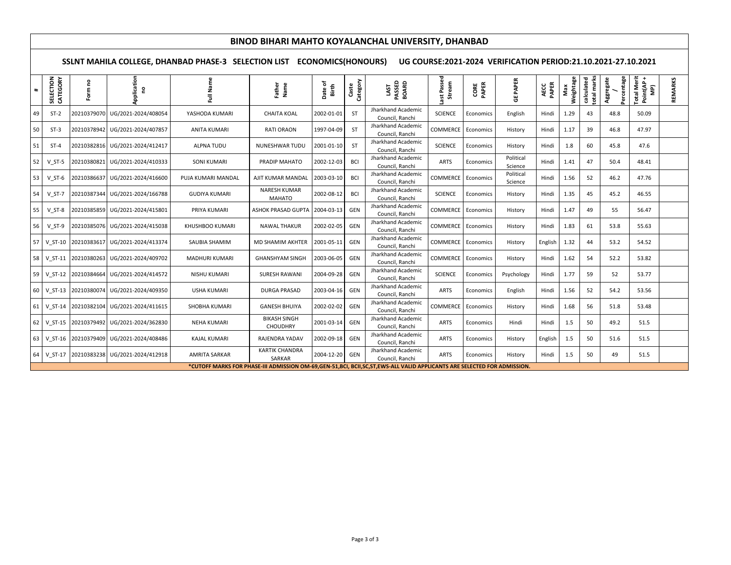# BINOD BIHARI MAHTO KOYALANCHAL UNIVERSITY, DHANBAD

## SSLNT MAHILA COLLEGE, DHANBAD PHASE-3 SELECTION LIST ECONOMICS(HONOURS) UG COURSE:2021-2024 VERIFICATION PERIOD:21.10.2021-27.10.2021

| # | SELECTION CATEGORY | Form no | Application no | Full Name | Father Name | Date of Birth | Caste Category | LAST PASSED BOARD | Last Passed Stream | CORE PAPER | GE PAPER | AECC PAPER | Max Weightage | calculated total marks | Aggregate / Percentage | Total Merit Point(AP + MP) | REMARKS |
|---|---|---|---|---|---|---|---|---|---|---|---|---|---|---|---|---|---|
| 49 | ST-2 | 20210379070 | UG/2021-2024/408054 | YASHODA KUMARI | CHAITA KOAL | 2002-01-01 | ST | Jharkhand Academic Council, Ranchi | SCIENCE | Economics | English | Hindi | 1.29 | 43 | 48.8 | 50.09 | |
| 50 | ST-3 | 20210378942 | UG/2021-2024/407857 | ANITA KUMARI | RATI ORAON | 1997-04-09 | ST | Jharkhand Academic Council, Ranchi | COMMERCE | Economics | History | Hindi | 1.17 | 39 | 46.8 | 47.97 | |
| 51 | ST-4 | 20210382816 | UG/2021-2024/412417 | ALPNA TUDU | NUNESHWAR TUDU | 2001-01-10 | ST | Jharkhand Academic Council, Ranchi | SCIENCE | Economics | History | Hindi | 1.8 | 60 | 45.8 | 47.6 | |
| 52 | V_ST-5 | 20210380821 | UG/2021-2024/410333 | SONI KUMARI | PRADIP MAHATO | 2002-12-03 | BCI | Jharkhand Academic Council, Ranchi | ARTS | Economics | Political Science | Hindi | 1.41 | 47 | 50.4 | 48.41 | |
| 53 | V_ST-6 | 20210386637 | UG/2021-2024/416600 | PUJA KUMARI MANDAL | AJIT KUMAR MANDAL | 2003-03-10 | BCI | Jharkhand Academic Council, Ranchi | COMMERCE | Economics | Political Science | Hindi | 1.56 | 52 | 46.2 | 47.76 | |
| 54 | V_ST-7 | 20210387344 | UG/2021-2024/166788 | GUDIYA KUMARI | NARESH KUMAR MAHATO | 2002-08-12 | BCI | Jharkhand Academic Council, Ranchi | SCIENCE | Economics | History | Hindi | 1.35 | 45 | 45.2 | 46.55 | |
| 55 | V_ST-8 | 20210385859 | UG/2021-2024/415801 | PRIYA KUMARI | ASHOK PRASAD GUPTA | 2004-03-13 | GEN | Jharkhand Academic Council, Ranchi | COMMERCE | Economics | History | Hindi | 1.47 | 49 | 55 | 56.47 | |
| 56 | V_ST-9 | 20210385076 | UG/2021-2024/415038 | KHUSHBOO KUMARI | NAWAL THAKUR | 2002-02-05 | GEN | Jharkhand Academic Council, Ranchi | COMMERCE | Economics | History | Hindi | 1.83 | 61 | 53.8 | 55.63 | |
| 57 | V_ST-10 | 20210383617 | UG/2021-2024/413374 | SAUBIA SHAMIM | MD SHAMIM AKHTER | 2001-05-11 | GEN | Jharkhand Academic Council, Ranchi | COMMERCE | Economics | History | English | 1.32 | 44 | 53.2 | 54.52 | |
| 58 | V_ST-11 | 20210380263 | UG/2021-2024/409702 | MADHURI KUMARI | GHANSHYAM SINGH | 2003-06-05 | GEN | Jharkhand Academic Council, Ranchi | COMMERCE | Economics | History | Hindi | 1.62 | 54 | 52.2 | 53.82 | |
| 59 | V_ST-12 | 20210384664 | UG/2021-2024/414572 | NISHU KUMARI | SURESH RAWANI | 2004-09-28 | GEN | Jharkhand Academic Council, Ranchi | SCIENCE | Economics | Psychology | Hindi | 1.77 | 59 | 52 | 53.77 | |
| 60 | V_ST-13 | 20210380074 | UG/2021-2024/409350 | USHA KUMARI | DURGA PRASAD | 2003-04-16 | GEN | Jharkhand Academic Council, Ranchi | ARTS | Economics | English | Hindi | 1.56 | 52 | 54.2 | 53.56 | |
| 61 | V_ST-14 | 20210382104 | UG/2021-2024/411615 | SHOBHA KUMARI | GANESH BHUIYA | 2002-02-02 | GEN | Jharkhand Academic Council, Ranchi | COMMERCE | Economics | History | Hindi | 1.68 | 56 | 51.8 | 53.48 | |
| 62 | V_ST-15 | 20210379492 | UG/2021-2024/362830 | NEHA KUMARI | BIKASH SINGH CHOUDHRY | 2001-03-14 | GEN | Jharkhand Academic Council, Ranchi | ARTS | Economics | Hindi | Hindi | 1.5 | 50 | 49.2 | 51.5 | |
| 63 | V_ST-16 | 20210379409 | UG/2021-2024/408486 | KAJAL KUMARI | RAJENDRA YADAV | 2002-09-18 | GEN | Jharkhand Academic Council, Ranchi | ARTS | Economics | History | English | 1.5 | 50 | 51.6 | 51.5 | |
| 64 | V_ST-17 | 20210383238 | UG/2021-2024/412918 | AMRITA SARKAR | KARTIK CHANDRA SARKAR | 2004-12-20 | GEN | Jharkhand Academic Council, Ranchi | ARTS | Economics | History | Hindi | 1.5 | 50 | 49 | 51.5 | |

**\*CUTOFF MARKS FOR PHASE-III ADMISSION OM-69,GEN-51,BCI, BCII,SC,ST,EWS-ALL VALID APPLICANTS ARE SELECTED FOR ADMISSION.**